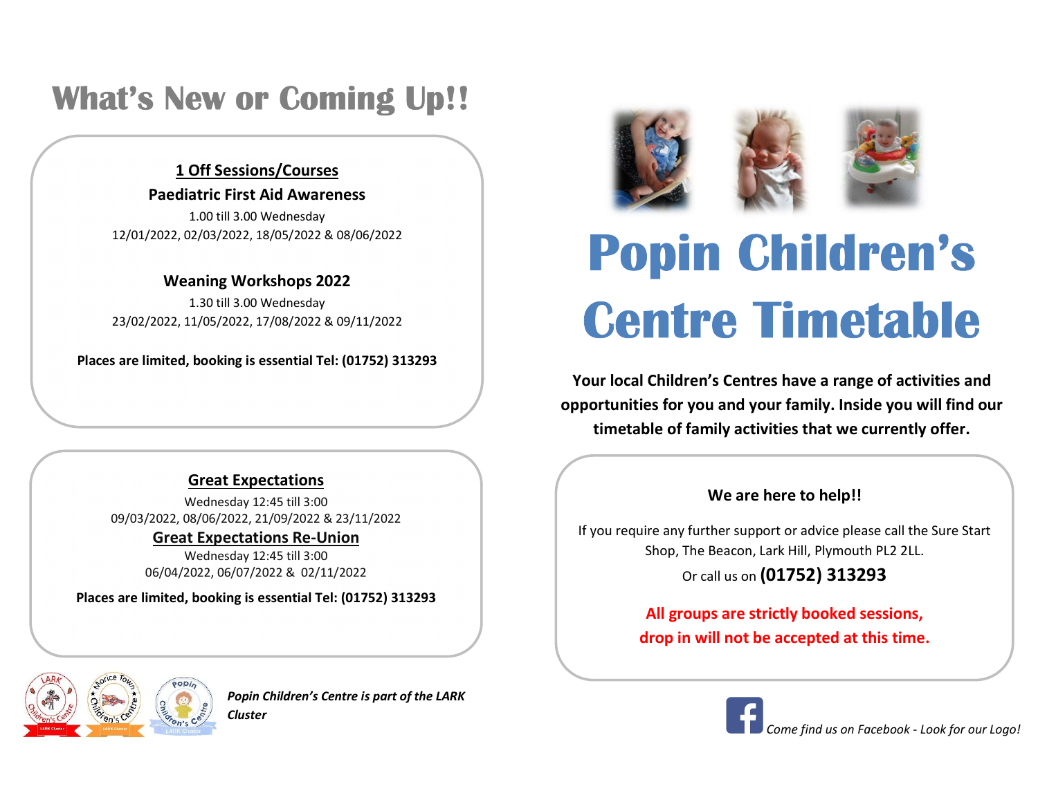# What's New or Coming Up!!

**1 Off Sessions/Courses**

**Paediatric First Aid Awareness**

1.00 till 3.00 Wednesday
12/01/2022, 02/03/2022, 18/05/2022 & 08/06/2022

**Weaning Workshops 2022**

1.30 till 3.00 Wednesday
23/02/2022, 11/05/2022, 17/08/2022 & 09/11/2022

**Places are limited, booking is essential Tel: (01752) 313293**

**Great Expectations**

Wednesday 12:45 till 3:00
09/03/2022, 08/06/2022, 21/09/2022 & 23/11/2022

**Great Expectations Re-Union**

Wednesday 12:45 till 3:00
06/04/2022, 06/07/2022 & 02/11/2022

**Places are limited, booking is essential Tel: (01752) 313293**

*Popin Children's Centre is part of the LARK Cluster*

# Popin Children's Centre Timetable

**Your local Children's Centres have a range of activities and opportunities for you and your family. Inside you will find our timetable of family activities that we currently offer.**

**We are here to help!!**

If you require any further support or advice please call the Sure Start Shop, The Beacon, Lark Hill, Plymouth PL2 2LL.

Or call us on **(01752) 313293**

**All groups are strictly booked sessions, drop in will not be accepted at this time.**

*Come find us on Facebook - Look for our Logo!*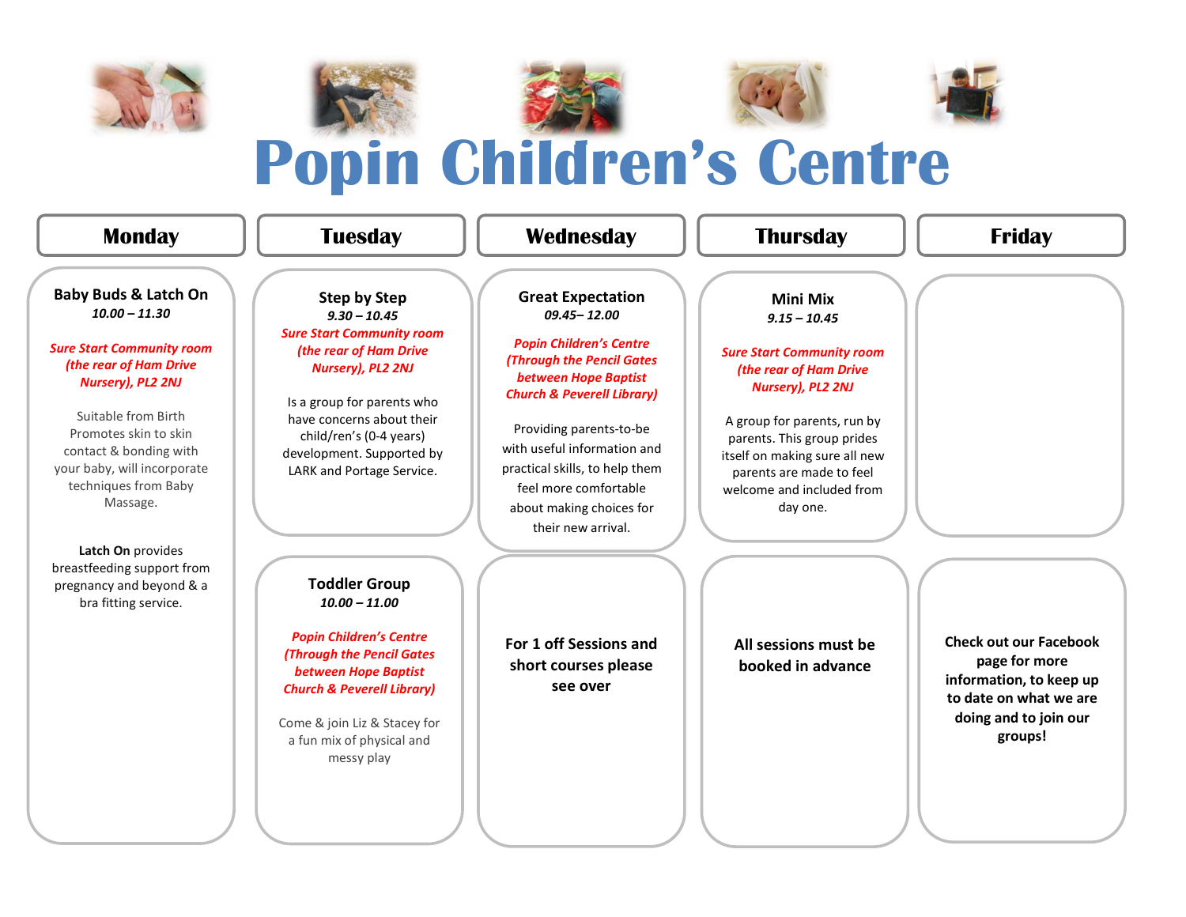# Popin Children's Centre

| Monday | Tuesday | Wednesday | Thursday | Friday |
|---|---|---|---|---|
| **Baby Buds & Latch On**<br>*10.00 – 11.30*<br><br>***Sure Start Community room (the rear of Ham Drive Nursery), PL2 2NJ***<br><br>Suitable from Birth Promotes skin to skin contact & bonding with your baby, will incorporate techniques from Baby Massage.<br><br>**Latch On** provides breastfeeding support from pregnancy and beyond & a bra fitting service. | **Step by Step**<br>*9.30 – 10.45*<br>***Sure Start Community room (the rear of Ham Drive Nursery), PL2 2NJ***<br><br>Is a group for parents who have concerns about their child/ren's (0-4 years) development. Supported by LARK and Portage Service. | **Great Expectation**<br>*09.45– 12.00*<br><br>***Popin Children's Centre (Through the Pencil Gates between Hope Baptist Church & Peverell Library)***<br><br>Providing parents-to-be with useful information and practical skills, to help them feel more comfortable about making choices for their new arrival. | **Mini Mix**<br>*9.15 – 10.45*<br><br>***Sure Start Community room (the rear of Ham Drive Nursery), PL2 2NJ***<br><br>A group for parents, run by parents. This group prides itself on making sure all new parents are made to feel welcome and included from day one. | |
| | **Toddler Group**<br>*10.00 – 11.00*<br><br>***Popin Children's Centre (Through the Pencil Gates between Hope Baptist Church & Peverell Library)***<br><br>Come & join Liz & Stacey for a fun mix of physical and messy play | **For 1 off Sessions and short courses please see over** | **All sessions must be booked in advance** | **Check out our Facebook page for more information, to keep up to date on what we are doing and to join our groups!** |